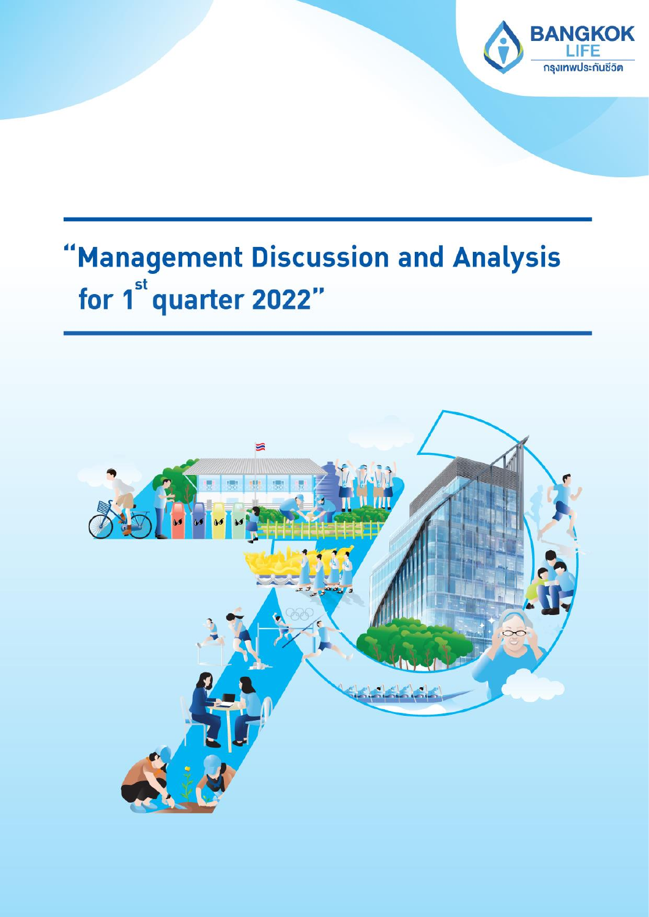BANGKOK LIFE

กรุงเทพประกันชีวิต

# "Management Discussion and Analysis for 1st quarter 2022"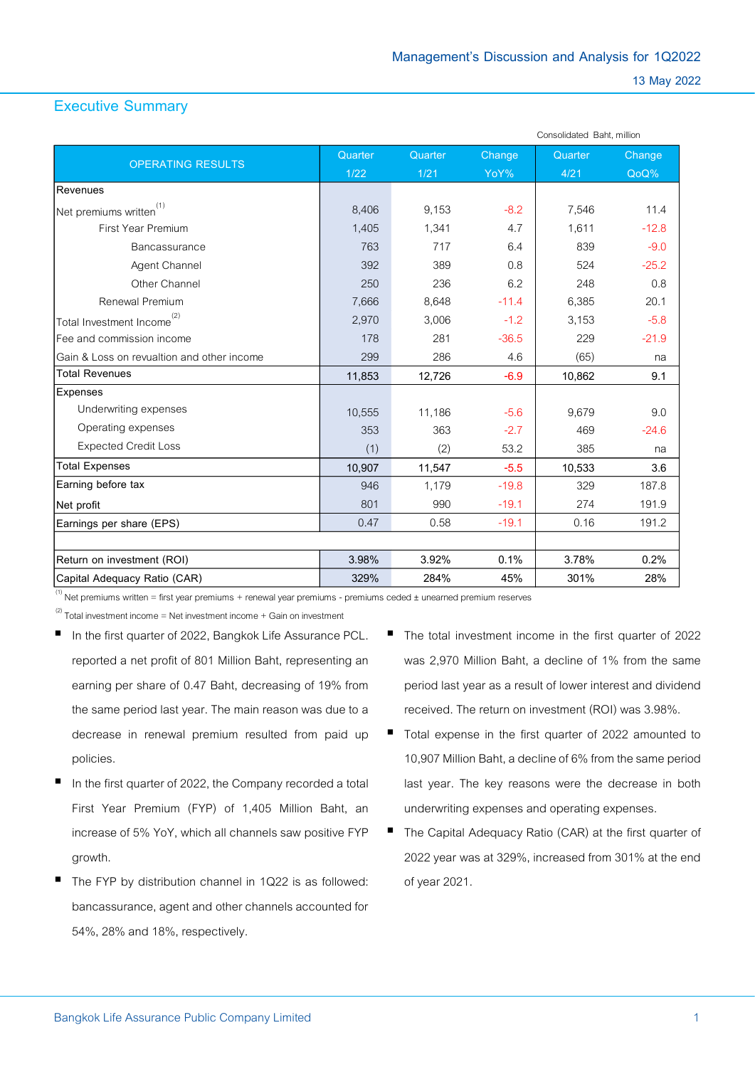# Management's Discussion and Analysis for 1Q2022

13 May 2022

## Executive Summary

Consolidated Baht, million

| OPERATING RESULTS | Quarter 1/22 | Quarter 1/21 | Change YoY% | Quarter 4/21 | Change QoQ% |
|---|---|---|---|---|---|
| Revenues | | | | | |
| Net premiums written[1] | 8,406 | 9,153 | -8.2 | 7,546 | 11.4 |
| First Year Premium | 1,405 | 1,341 | 4.7 | 1,611 | -12.8 |
| Bancassurance | 763 | 717 | 6.4 | 839 | -9.0 |
| Agent Channel | 392 | 389 | 0.8 | 524 | -25.2 |
| Other Channel | 250 | 236 | 6.2 | 248 | 0.8 |
| Renewal Premium | 7,666 | 8,648 | -11.4 | 6,385 | 20.1 |
| Total Investment Income[2] | 2,970 | 3,006 | -1.2 | 3,153 | -5.8 |
| Fee and commission income | 178 | 281 | -36.5 | 229 | -21.9 |
| Gain & Loss on revualtion and other income | 299 | 286 | 4.6 | (65) | na |
| Total Revenues | 11,853 | 12,726 | -6.9 | 10,862 | 9.1 |
| Expenses | | | | | |
| Underwriting expenses | 10,555 | 11,186 | -5.6 | 9,679 | 9.0 |
| Operating expenses | 353 | 363 | -2.7 | 469 | -24.6 |
| Expected Credit Loss | (1) | (2) | 53.2 | 385 | na |
| Total Expenses | 10,907 | 11,547 | -5.5 | 10,533 | 3.6 |
| Earning before tax | 946 | 1,179 | -19.8 | 329 | 187.8 |
| Net profit | 801 | 990 | -19.1 | 274 | 191.9 |
| Earnings per share (EPS) | 0.47 | 0.58 | -19.1 | 0.16 | 191.2 |
| | | | | | |
| Return on investment (ROI) | 3.98% | 3.92% | 0.1% | 3.78% | 0.2% |
| Capital Adequacy Ratio (CAR) | 329% | 284% | 45% | 301% | 28% |

[1] Net premiums written = first year premiums + renewal year premiums - premiums ceded ± unearned premium reserves

[2] Total investment income = Net investment income + Gain on investment

- In the first quarter of 2022, Bangkok Life Assurance PCL. reported a net profit of 801 Million Baht, representing an earning per share of 0.47 Baht, decreasing of 19% from the same period last year. The main reason was due to a decrease in renewal premium resulted from paid up policies.
- In the first quarter of 2022, the Company recorded a total First Year Premium (FYP) of 1,405 Million Baht, an increase of 5% YoY, which all channels saw positive FYP growth.
- The FYP by distribution channel in 1Q22 is as followed: bancassurance, agent and other channels accounted for 54%, 28% and 18%, respectively.
- The total investment income in the first quarter of 2022 was 2,970 Million Baht, a decline of 1% from the same period last year as a result of lower interest and dividend received. The return on investment (ROI) was 3.98%.
- Total expense in the first quarter of 2022 amounted to 10,907 Million Baht, a decline of 6% from the same period last year. The key reasons were the decrease in both underwriting expenses and operating expenses.
- The Capital Adequacy Ratio (CAR) at the first quarter of 2022 year was at 329%, increased from 301% at the end of year 2021.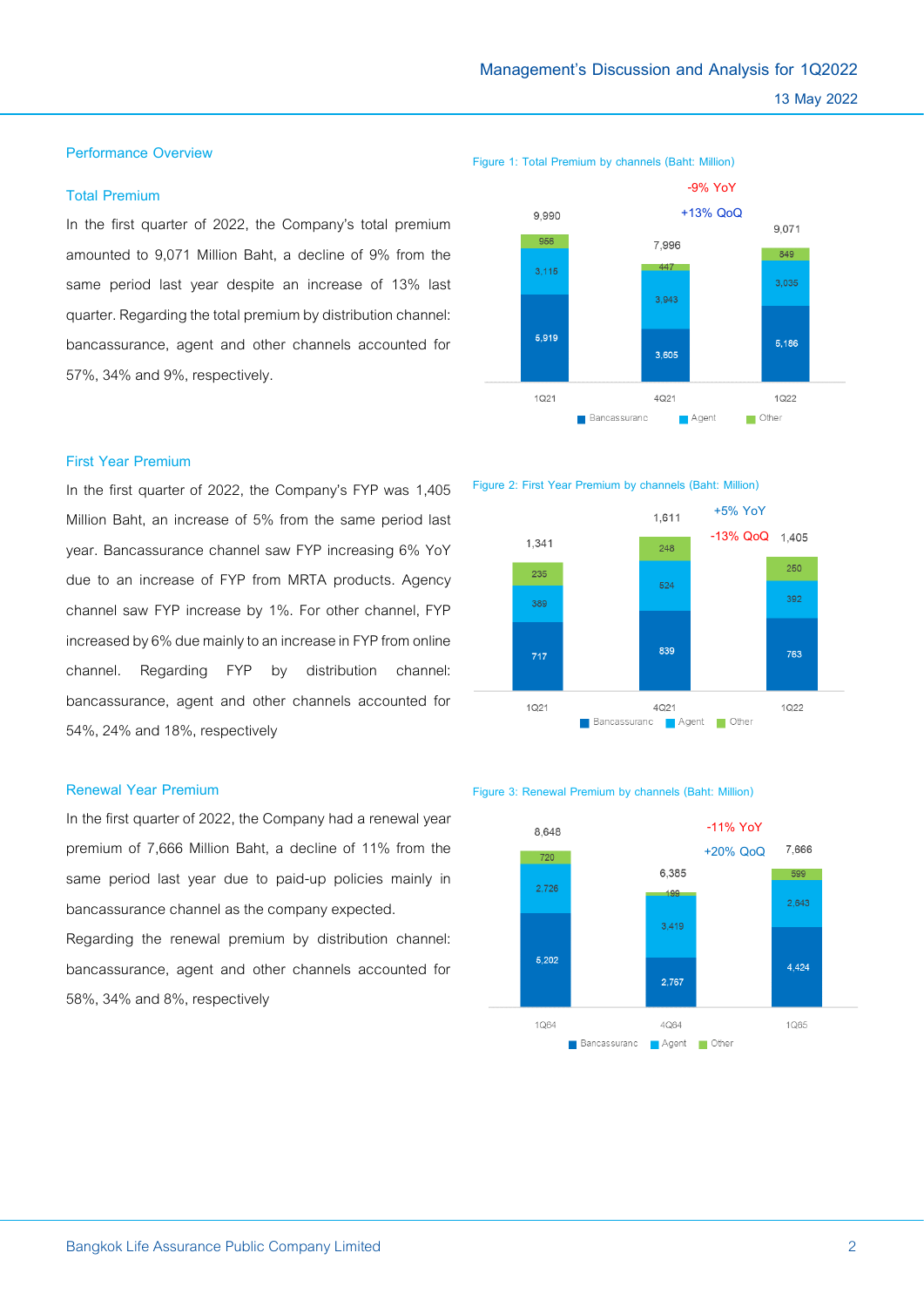## Performance Overview

### Total Premium

In the first quarter of 2022, the Company's total premium amounted to 9,071 Million Baht, a decline of 9% from the same period last year despite an increase of 13% last quarter. Regarding the total premium by distribution channel: bancassurance, agent and other channels accounted for 57%, 34% and 9%, respectively.

Figure 1: Total Premium by channels (Baht: Million)

| | 1Q21 | 4Q21 | 1Q22 |
|---|---|---|---|
| Bancassuranc | 5,919 | 3,605 | 5,186 |
| Agent | 3,115 | 3,943 | 3,035 |
| Other | 956 | 447 | 849 |
| Total | 9,990 | 7,996 | 9,071 |

-9% YoY
+13% QoQ

### First Year Premium

In the first quarter of 2022, the Company's FYP was 1,405 Million Baht, an increase of 5% from the same period last year. Bancassurance channel saw FYP increasing 6% YoY due to an increase of FYP from MRTA products. Agency channel saw FYP increase by 1%. For other channel, FYP increased by 6% due mainly to an increase in FYP from online channel. Regarding FYP by distribution channel: bancassurance, agent and other channels accounted for 54%, 24% and 18%, respectively

Figure 2: First Year Premium by channels (Baht: Million)

| | 1Q21 | 4Q21 | 1Q22 |
|---|---|---|---|
| Bancassuranc | 717 | 839 | 763 |
| Agent | 389 | 524 | 392 |
| Other | 235 | 248 | 250 |
| Total | 1,341 | 1,611 | 1,405 |

+5% YoY
-13% QoQ

### Renewal Year Premium

In the first quarter of 2022, the Company had a renewal year premium of 7,666 Million Baht, a decline of 11% from the same period last year due to paid-up policies mainly in bancassurance channel as the company expected.

Regarding the renewal premium by distribution channel: bancassurance, agent and other channels accounted for 58%, 34% and 8%, respectively

Figure 3: Renewal Premium by channels (Baht: Million)

| | 1Q64 | 4Q64 | 1Q65 |
|---|---|---|---|
| Bancassuranc | 5,202 | 2,767 | 4,424 |
| Agent | 2,726 | 3,419 | 2,643 |
| Other | 720 | 199 | 599 |
| Total | 8,648 | 6,385 | 7,666 |

-11% YoY
+20% QoQ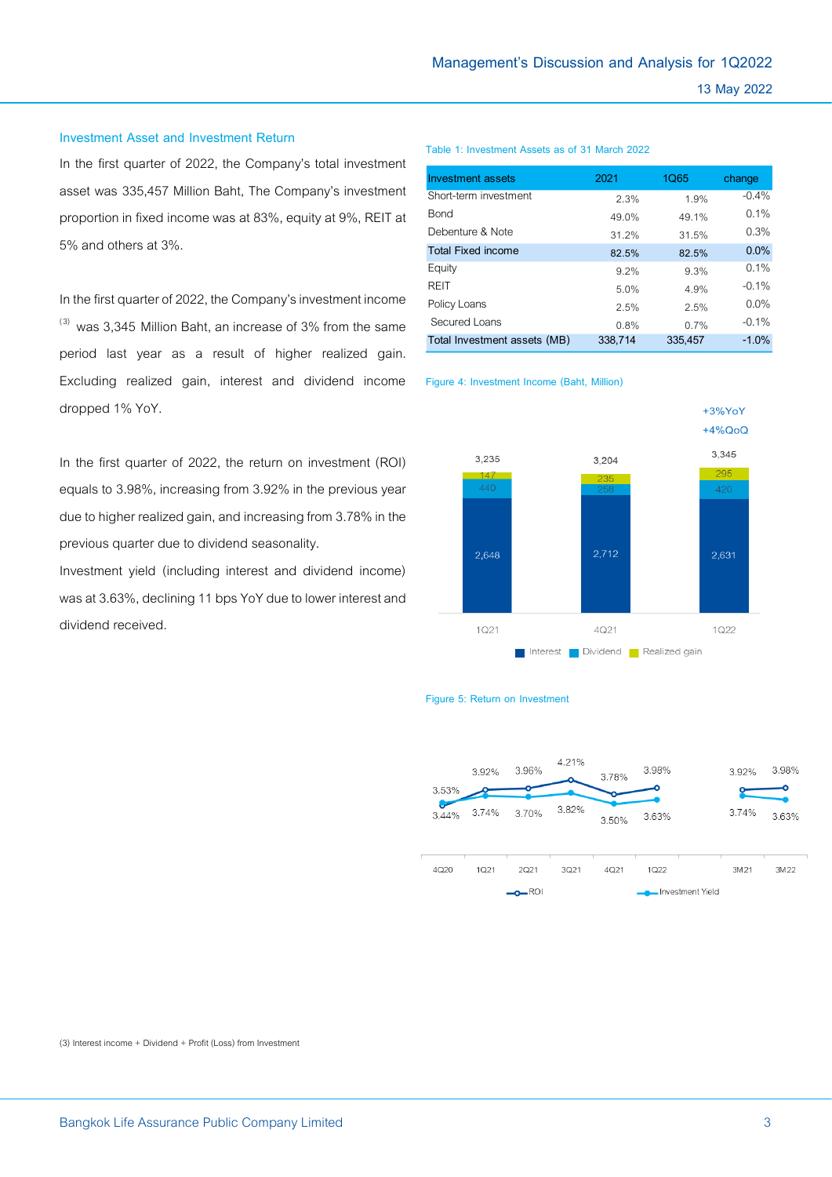## Investment Asset and Investment Return

In the first quarter of 2022, the Company's total investment asset was 335,457 Million Baht, The Company's investment proportion in fixed income was at 83%, equity at 9%, REIT at 5% and others at 3%.

In the first quarter of 2022, the Company's investment income [(3)] was 3,345 Million Baht, an increase of 3% from the same period last year as a result of higher realized gain. Excluding realized gain, interest and dividend income dropped 1% YoY.

In the first quarter of 2022, the return on investment (ROI) equals to 3.98%, increasing from 3.92% in the previous year due to higher realized gain, and increasing from 3.78% in the previous quarter due to dividend seasonality.

Investment yield (including interest and dividend income) was at 3.63%, declining 11 bps YoY due to lower interest and dividend received.

Table 1: Investment Assets as of 31 March 2022

| Investment assets | 2021 | 1Q65 | change |
|---|---|---|---|
| Short-term investment | 2.3% | 1.9% | -0.4% |
| Bond | 49.0% | 49.1% | 0.1% |
| Debenture & Note | 31.2% | 31.5% | 0.3% |
| Total Fixed income | 82.5% | 82.5% | 0.0% |
| Equity | 9.2% | 9.3% | 0.1% |
| REIT | 5.0% | 4.9% | -0.1% |
| Policy Loans | 2.5% | 2.5% | 0.0% |
| Secured Loans | 0.8% | 0.7% | -0.1% |
| Total Investment assets (MB) | 338,714 | 335,457 | -1.0% |

Figure 4: Investment Income (Baht, Million)

| | 1Q21 | 4Q21 | 1Q22 |
|---|---|---|---|
| Interest | 2,648 | 2,712 | 2,631 |
| Dividend | 440 | 258 | 420 |
| Realized gain | 147 | 235 | 295 |
| Total | 3,235 | 3,204 | 3,345 |

1Q22: +3%YoY, +4%QoQ

Figure 5: Return on Investment

| | 4Q20 | 1Q21 | 2Q21 | 3Q21 | 4Q21 | 1Q22 | 3M21 | 3M22 |
|---|---|---|---|---|---|---|---|---|
| ROI | 3.44% | 3.92% | 3.96% | 4.21% | 3.78% | 3.98% | 3.92% | 3.98% |
| Investment Yield | 3.53% | 3.74% | 3.70% | 3.82% | 3.50% | 3.63% | 3.74% | 3.63% |

(3) Interest income + Dividend + Profit (Loss) from Investment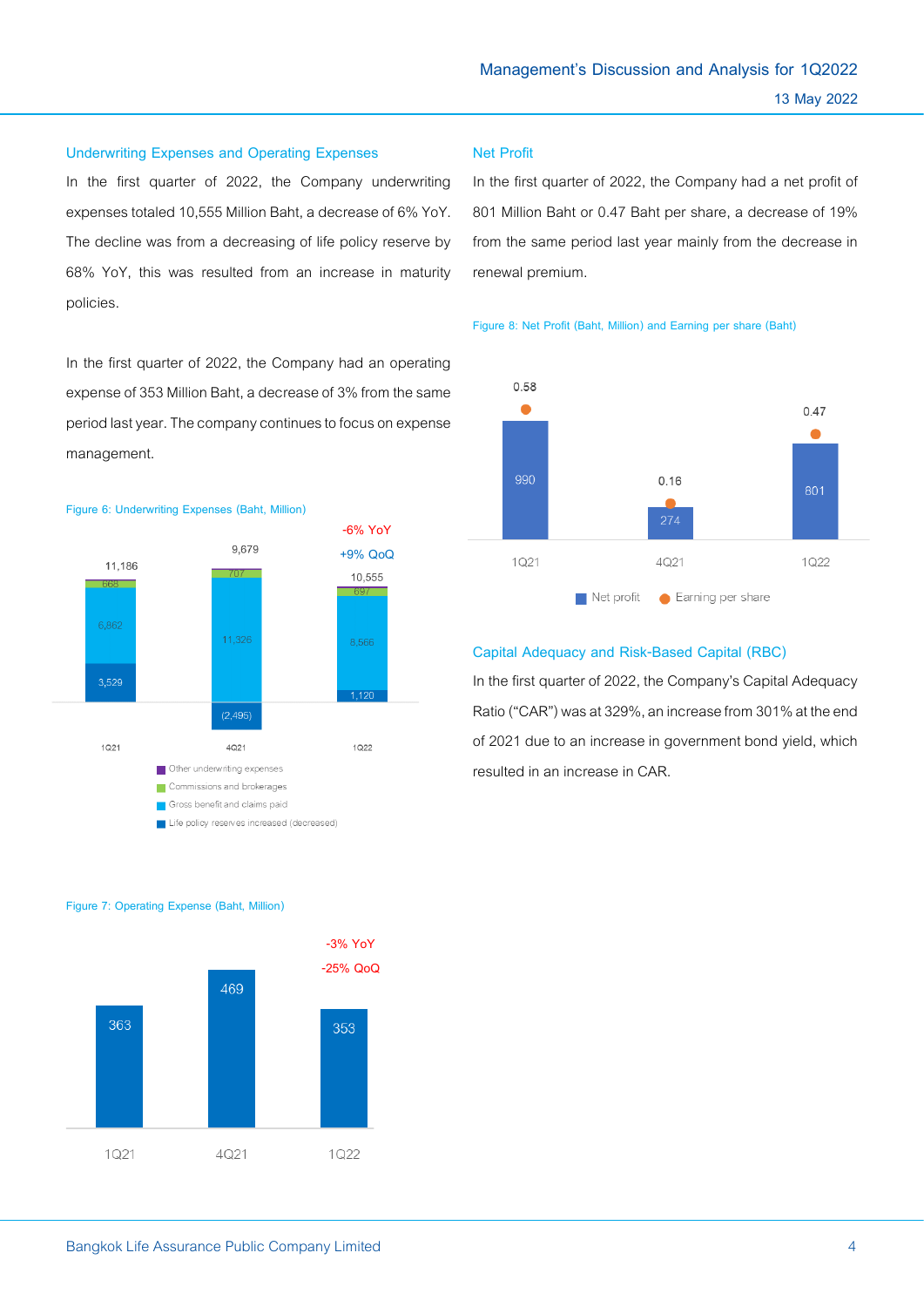## Underwriting Expenses and Operating Expenses

In the first quarter of 2022, the Company underwriting expenses totaled 10,555 Million Baht, a decrease of 6% YoY. The decline was from a decreasing of life policy reserve by 68% YoY, this was resulted from an increase in maturity policies.

In the first quarter of 2022, the Company had an operating expense of 353 Million Baht, a decrease of 3% from the same period last year. The company continues to focus on expense management.

Figure 6: Underwriting Expenses (Baht, Million)

| | 1Q21 | 4Q21 | 1Q22 |
|---|---|---|---|
| Other underwriting expenses | | | |
| Commissions and brokerages | 668 | 707 | 697 |
| Gross benefit and claims paid | 6,862 | 11,326 | 8,566 |
| Life policy reserves increased (decreased) | 3,529 | (2,495) | 1,120 |
| Total | 11,186 | 9,679 | 10,555 |

1Q22: -6% YoY, +9% QoQ

Figure 7: Operating Expense (Baht, Million)

| 1Q21 | 4Q21 | 1Q22 |
|---|---|---|
| 363 | 469 | 353 |

1Q22: -3% YoY, -25% QoQ

## Net Profit

In the first quarter of 2022, the Company had a net profit of 801 Million Baht or 0.47 Baht per share, a decrease of 19% from the same period last year mainly from the decrease in renewal premium.

Figure 8: Net Profit (Baht, Million) and Earning per share (Baht)

| | 1Q21 | 4Q21 | 1Q22 |
|---|---|---|---|
| Net profit | 990 | 274 | 801 |
| Earning per share | 0.58 | 0.16 | 0.47 |

## Capital Adequacy and Risk-Based Capital (RBC)

In the first quarter of 2022, the Company's Capital Adequacy Ratio ("CAR") was at 329%, an increase from 301% at the end of 2021 due to an increase in government bond yield, which resulted in an increase in CAR.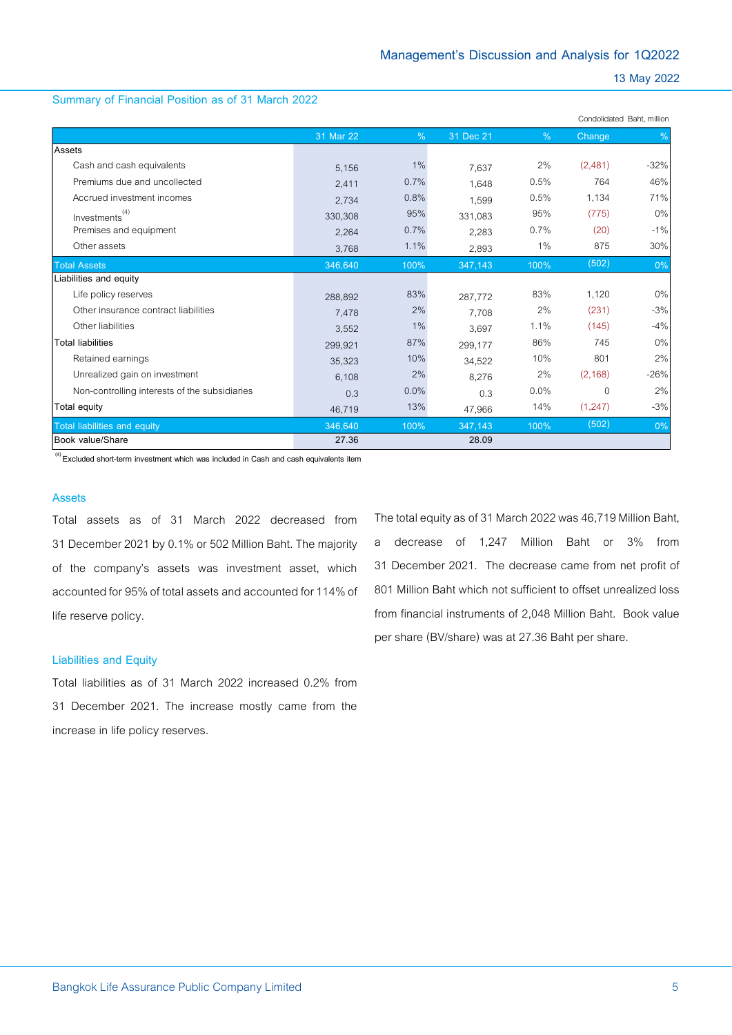## Summary of Financial Position as of 31 March 2022

Condolidated Baht, million

| | 31 Mar 22 | % | 31 Dec 21 | % | Change | % |
|---|---|---|---|---|---|---|
| Assets | | | | | | |
| Cash and cash equivalents | 5,156 | 1% | 7,637 | 2% | (2,481) | -32% |
| Premiums due and uncollected | 2,411 | 0.7% | 1,648 | 0.5% | 764 | 46% |
| Accrued investment incomes | 2,734 | 0.8% | 1,599 | 0.5% | 1,134 | 71% |
| Investments [4] | 330,308 | 95% | 331,083 | 95% | (775) | 0% |
| Premises and equipment | 2,264 | 0.7% | 2,283 | 0.7% | (20) | -1% |
| Other assets | 3,768 | 1.1% | 2,893 | 1% | 875 | 30% |
| Total Assets | 346,640 | 100% | 347,143 | 100% | (502) | 0% |
| Liabilities and equity | | | | | | |
| Life policy reserves | 288,892 | 83% | 287,772 | 83% | 1,120 | 0% |
| Other insurance contract liabilities | 7,478 | 2% | 7,708 | 2% | (231) | -3% |
| Other liabilities | 3,552 | 1% | 3,697 | 1.1% | (145) | -4% |
| Total liabilities | 299,921 | 87% | 299,177 | 86% | 745 | 0% |
| Retained earnings | 35,323 | 10% | 34,522 | 10% | 801 | 2% |
| Unrealized gain on investment | 6,108 | 2% | 8,276 | 2% | (2,168) | -26% |
| Non-controlling interests of the subsidiaries | 0.3 | 0.0% | 0.3 | 0.0% | 0 | 2% |
| Total equity | 46,719 | 13% | 47,966 | 14% | (1,247) | -3% |
| Total liabilities and equity | 346,640 | 100% | 347,143 | 100% | (502) | 0% |
| Book value/Share | 27.36 | | 28.09 | | | |

[4] Excluded short-term investment which was included in Cash and cash equivalents item

### Assets

Total assets as of 31 March 2022 decreased from 31 December 2021 by 0.1% or 502 Million Baht. The majority of the company's assets was investment asset, which accounted for 95% of total assets and accounted for 114% of life reserve policy.

### Liabilities and Equity

Total liabilities as of 31 March 2022 increased 0.2% from 31 December 2021. The increase mostly came from the increase in life policy reserves.

The total equity as of 31 March 2022 was 46,719 Million Baht, a decrease of 1,247 Million Baht or 3% from 31 December 2021. The decrease came from net profit of 801 Million Baht which not sufficient to offset unrealized loss from financial instruments of 2,048 Million Baht. Book value per share (BV/share) was at 27.36 Baht per share.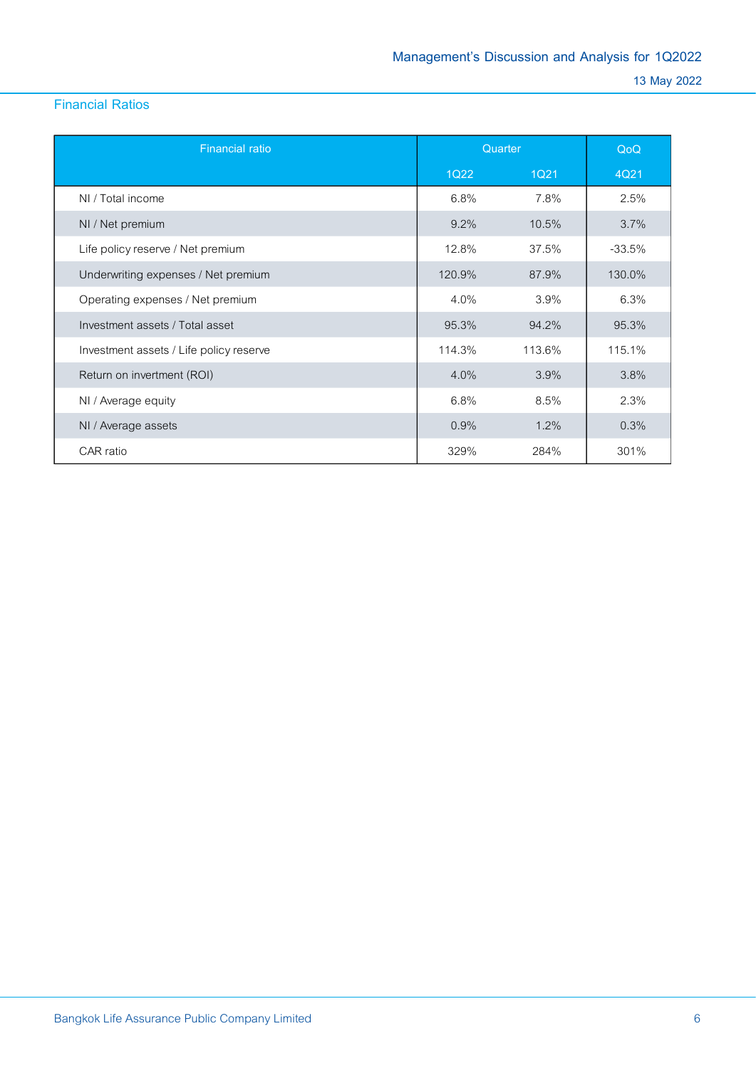## Financial Ratios

| Financial ratio | Quarter | | QoQ |
|---|---|---|---|
| | 1Q22 | 1Q21 | 4Q21 |
| NI / Total income | 6.8% | 7.8% | 2.5% |
| NI / Net premium | 9.2% | 10.5% | 3.7% |
| Life policy reserve / Net premium | 12.8% | 37.5% | -33.5% |
| Underwriting expenses / Net premium | 120.9% | 87.9% | 130.0% |
| Operating expenses / Net premium | 4.0% | 3.9% | 6.3% |
| Investment assets / Total asset | 95.3% | 94.2% | 95.3% |
| Investment assets / Life policy reserve | 114.3% | 113.6% | 115.1% |
| Return on invertment (ROI) | 4.0% | 3.9% | 3.8% |
| NI / Average equity | 6.8% | 8.5% | 2.3% |
| NI / Average assets | 0.9% | 1.2% | 0.3% |
| CAR ratio | 329% | 284% | 301% |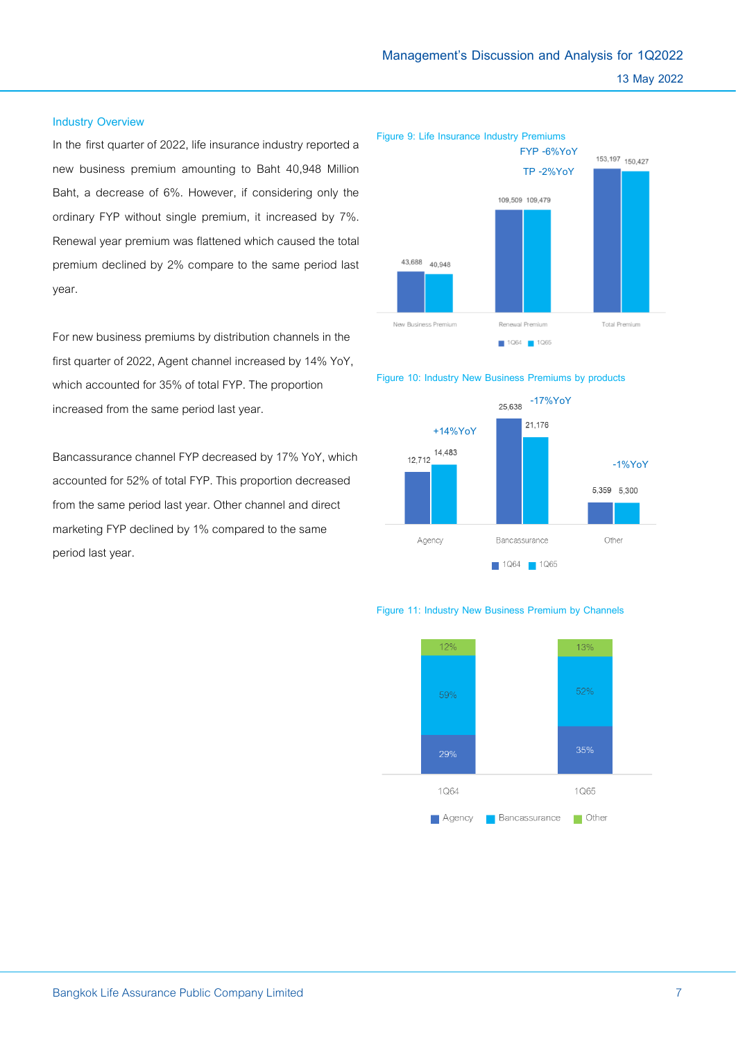## Industry Overview

In the first quarter of 2022, life insurance industry reported a new business premium amounting to Baht 40,948 Million Baht, a decrease of 6%. However, if considering only the ordinary FYP without single premium, it increased by 7%. Renewal year premium was flattened which caused the total premium declined by 2% compare to the same period last year.

For new business premiums by distribution channels in the first quarter of 2022, Agent channel increased by 14% YoY, which accounted for 35% of total FYP. The proportion increased from the same period last year.

Bancassurance channel FYP decreased by 17% YoY, which accounted for 52% of total FYP. This proportion decreased from the same period last year. Other channel and direct marketing FYP declined by 1% compared to the same period last year.

Figure 9: Life Insurance Industry Premiums

FYP -6%YoY

TP -2%YoY

| | 1Q64 | 1Q65 |
|---|---|---|
| New Business Premium | 43,688 | 40,948 |
| Renewal Premium | 109,509 | 109,479 |
| Total Premium | 153,197 | 150,427 |

Figure 10: Industry New Business Premiums by products

| | 1Q64 | 1Q65 | YoY |
|---|---|---|---|
| Agency | 12,712 | 14,483 | +14%YoY |
| Bancassurance | 25,638 | 21,176 | -17%YoY |
| Other | 5,359 | 5,300 | -1%YoY |

Figure 11: Industry New Business Premium by Channels

| | 1Q64 | 1Q65 |
|---|---|---|
| Agency | 29% | 35% |
| Bancassurance | 59% | 52% |
| Other | 12% | 13% |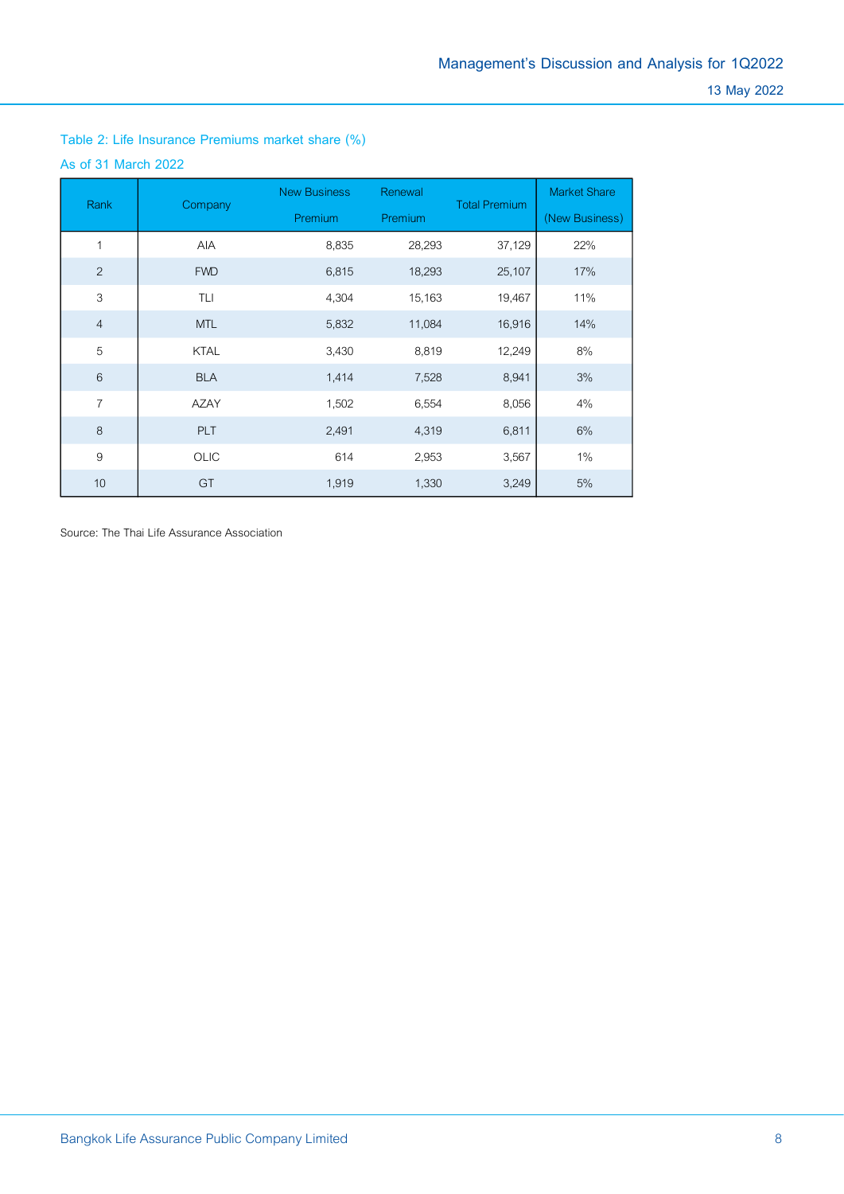Table 2: Life Insurance Premiums market share (%)

As of 31 March 2022

| Rank | Company | New Business Premium | Renewal Premium | Total Premium | Market Share (New Business) |
|---|---|---|---|---|---|
| 1 | AIA | 8,835 | 28,293 | 37,129 | 22% |
| 2 | FWD | 6,815 | 18,293 | 25,107 | 17% |
| 3 | TLI | 4,304 | 15,163 | 19,467 | 11% |
| 4 | MTL | 5,832 | 11,084 | 16,916 | 14% |
| 5 | KTAL | 3,430 | 8,819 | 12,249 | 8% |
| 6 | BLA | 1,414 | 7,528 | 8,941 | 3% |
| 7 | AZAY | 1,502 | 6,554 | 8,056 | 4% |
| 8 | PLT | 2,491 | 4,319 | 6,811 | 6% |
| 9 | OLIC | 614 | 2,953 | 3,567 | 1% |
| 10 | GT | 1,919 | 1,330 | 3,249 | 5% |

Source: The Thai Life Assurance Association